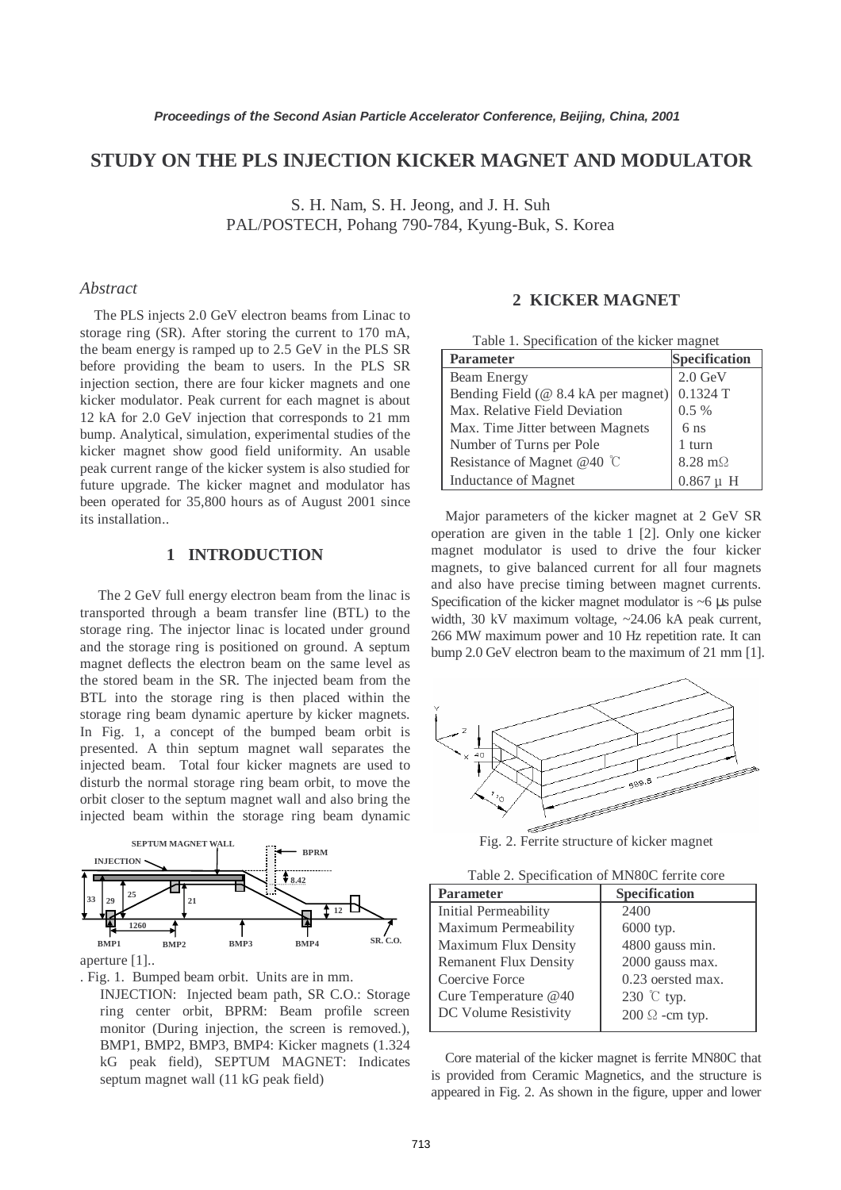# STUDY ON THE PLS INJECTION KICKER MAGNET AND MODULATOR

S. H. Nam, S. H. Jeong, and J. H. Suh
PAL/POSTECH, Pohang 790-784, Kyung-Buk, S. Korea

## *Abstract*

The PLS injects 2.0 GeV electron beams from Linac to storage ring (SR). After storing the current to 170 mA, the beam energy is ramped up to 2.5 GeV in the PLS SR before providing the beam to users. In the PLS SR injection section, there are four kicker magnets and one kicker modulator. Peak current for each magnet is about 12 kA for 2.0 GeV injection that corresponds to 21 mm bump. Analytical, simulation, experimental studies of the kicker magnet show good field uniformity. An usable peak current range of the kicker system is also studied for future upgrade. The kicker magnet and modulator has been operated for 35,800 hours as of August 2001 since its installation..

## 1 INTRODUCTION

The 2 GeV full energy electron beam from the linac is transported through a beam transfer line (BTL) to the storage ring. The injector linac is located under ground and the storage ring is positioned on ground. A septum magnet deflects the electron beam on the same level as the stored beam in the SR. The injected beam from the BTL into the storage ring is then placed within the storage ring beam dynamic aperture by kicker magnets. In Fig. 1, a concept of the bumped beam orbit is presented. A thin septum magnet wall separates the injected beam. Total four kicker magnets are used to disturb the normal storage ring beam orbit, to move the orbit closer to the septum magnet wall and also bring the injected beam within the storage ring beam dynamic aperture [1]..

. Fig. 1. Bumped beam orbit. Units are in mm. INJECTION: Injected beam path, SR C.O.: Storage ring center orbit, BPRM: Beam profile screen monitor (During injection, the screen is removed.), BMP1, BMP2, BMP3, BMP4: Kicker magnets (1.324 kG peak field), SEPTUM MAGNET: Indicates septum magnet wall (11 kG peak field)

## 2 KICKER MAGNET

Table 1. Specification of the kicker magnet

| Parameter | Specification |
|---|---|
| Beam Energy | 2.0 GeV |
| Bending Field (@ 8.4 kA per magnet) | 0.1324 T |
| Max. Relative Field Deviation | 0.5 % |
| Max. Time Jitter between Magnets | 6 ns |
| Number of Turns per Pole | 1 turn |
| Resistance of Magnet @40 ℃ | 8.28 mΩ |
| Inductance of Magnet | 0.867 μ H |

Major parameters of the kicker magnet at 2 GeV SR operation are given in the table 1 [2]. Only one kicker magnet modulator is used to drive the four kicker magnets, to give balanced current for all four magnets and also have precise timing between magnet currents. Specification of the kicker magnet modulator is ~6 μs pulse width, 30 kV maximum voltage, ~24.06 kA peak current, 266 MW maximum power and 10 Hz repetition rate. It can bump 2.0 GeV electron beam to the maximum of 21 mm [1].

Fig. 2. Ferrite structure of kicker magnet

Table 2. Specification of MN80C ferrite core

| Parameter | Specification |
|---|---|
| Initial Permeability | 2400 |
| Maximum Permeability | 6000 typ. |
| Maximum Flux Density | 4800 gauss min. |
| Remanent Flux Density | 2000 gauss max. |
| Coercive Force | 0.23 oersted max. |
| Cure Temperature @40 | 230 ℃ typ. |
| DC Volume Resistivity | 200 Ω -cm typ. |

Core material of the kicker magnet is ferrite MN80C that is provided from Ceramic Magnetics, and the structure is appeared in Fig. 2. As shown in the figure, upper and lower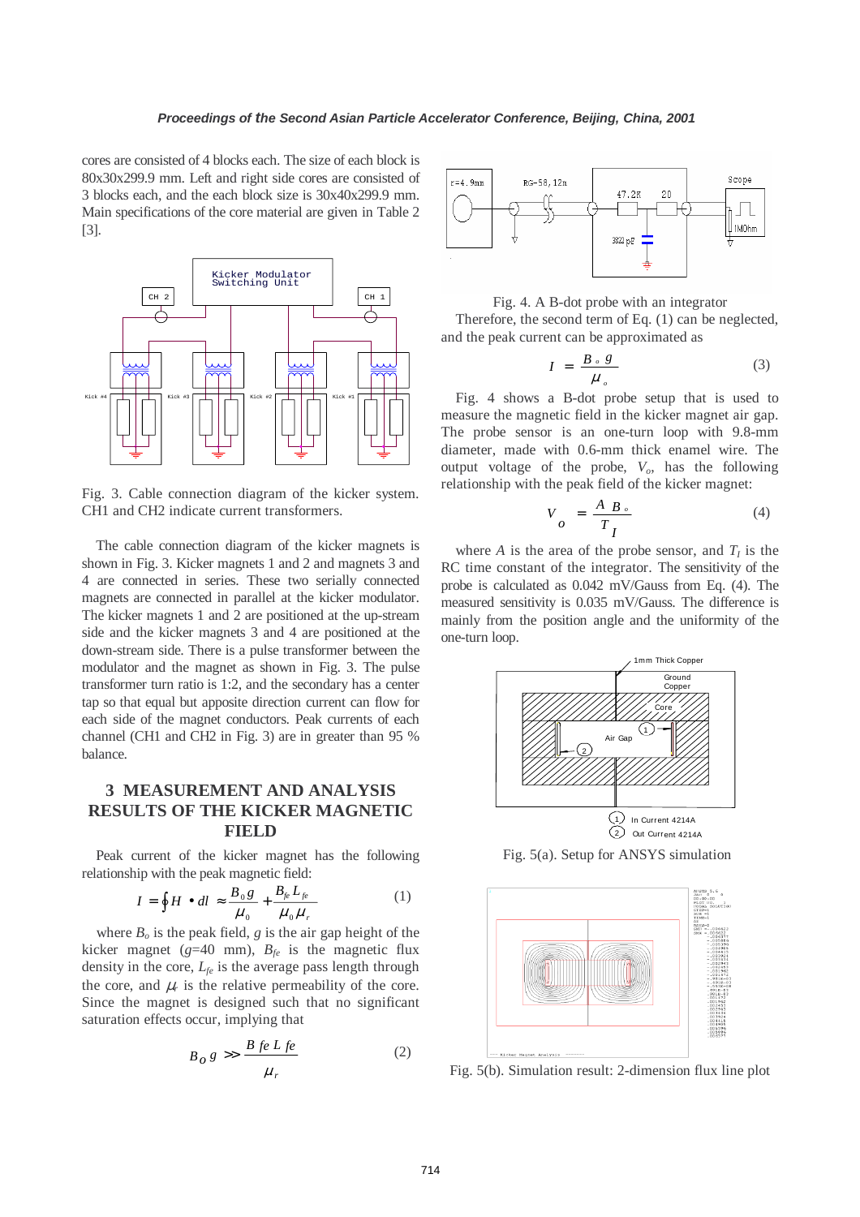cores are consisted of 4 blocks each. The size of each block is 80x30x299.9 mm. Left and right side cores are consisted of 3 blocks each, and the each block size is 30x40x299.9 mm. Main specifications of the core material are given in Table 2 [3].

Fig. 3. Cable connection diagram of the kicker system. CH1 and CH2 indicate current transformers.

The cable connection diagram of the kicker magnets is shown in Fig. 3. Kicker magnets 1 and 2 and magnets 3 and 4 are connected in series. These two serially connected magnets are connected in parallel at the kicker modulator. The kicker magnets 1 and 2 are positioned at the up-stream side and the kicker magnets 3 and 4 are positioned at the down-stream side. There is a pulse transformer between the modulator and the magnet as shown in Fig. 3. The pulse transformer turn ratio is 1:2, and the secondary has a center tap so that equal but apposite direction current can flow for each side of the magnet conductors. Peak currents of each channel (CH1 and CH2 in Fig. 3) are in greater than 95 % balance.

## 3 MEASUREMENT AND ANALYSIS RESULTS OF THE KICKER MAGNETIC FIELD

Peak current of the kicker magnet has the following relationship with the peak magnetic field:

$$I = \oint H \bullet dl \approx \frac{B_0 g}{\mu_0} + \frac{B_{fe} L_{fe}}{\mu_0 \mu_r} \qquad (1)$$

where $B_o$ is the peak field, $g$ is the air gap height of the kicker magnet ($g$=40 mm), $B_{fe}$ is the magnetic flux density in the core, $L_{fe}$ is the average pass length through the core, and $\mu_r$ is the relative permeability of the core. Since the magnet is designed such that no significant saturation effects occur, implying that

$$B_o g \gg \frac{B_{fe} L_{fe}}{\mu_r} \qquad (2)$$

Fig. 4. A B-dot probe with an integrator

Therefore, the second term of Eq. (1) can be neglected, and the peak current can be approximated as

$$I = \frac{B_o g}{\mu_o} \qquad (3)$$

Fig. 4 shows a B-dot probe setup that is used to measure the magnetic field in the kicker magnet air gap. The probe sensor is an one-turn loop with 9.8-mm diameter, made with 0.6-mm thick enamel wire. The output voltage of the probe, $V_o$, has the following relationship with the peak field of the kicker magnet:

$$V_o = \frac{A B_o}{T_I} \qquad (4)$$

where $A$ is the area of the probe sensor, and $T_I$ is the RC time constant of the integrator. The sensitivity of the probe is calculated as 0.042 mV/Gauss from Eq. (4). The measured sensitivity is 0.035 mV/Gauss. The difference is mainly from the position angle and the uniformity of the one-turn loop.

Fig. 5(a). Setup for ANSYS simulation

Fig. 5(b). Simulation result: 2-dimension flux line plot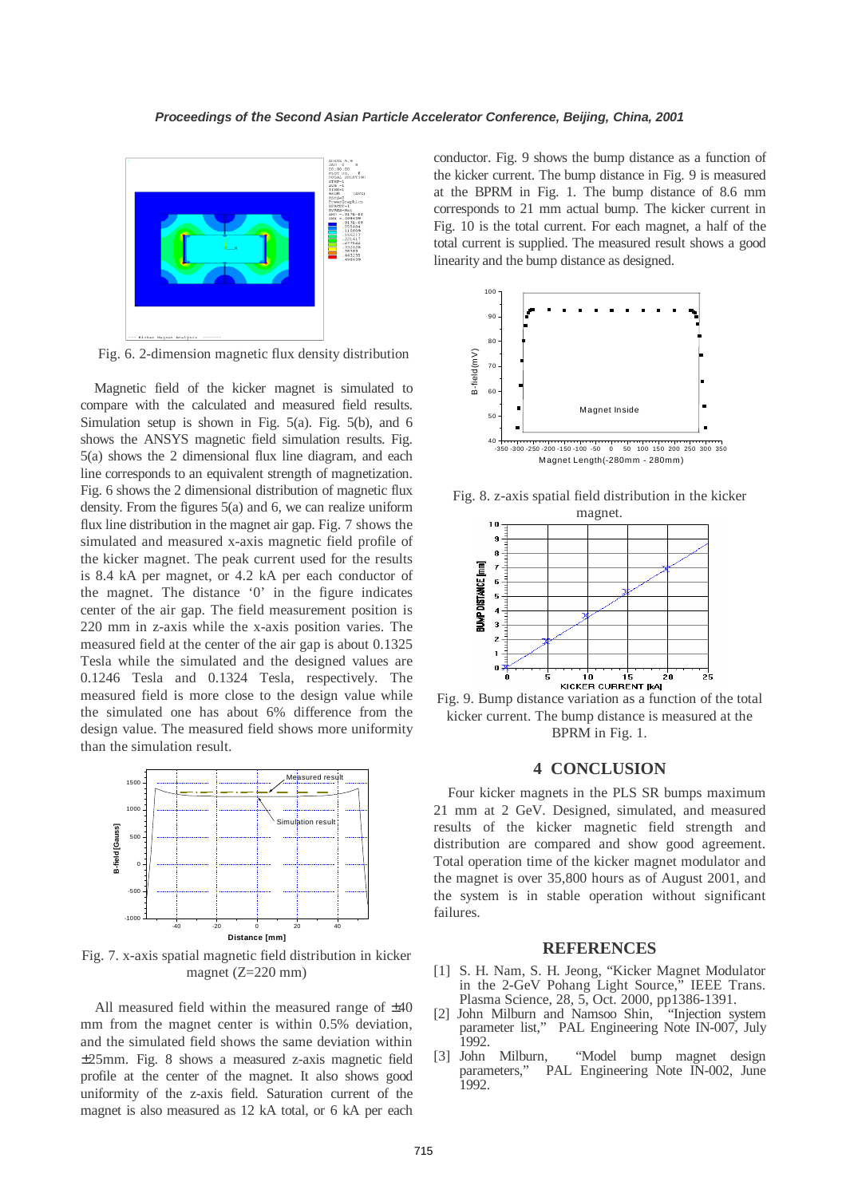Fig. 6. 2-dimension magnetic flux density distribution

Magnetic field of the kicker magnet is simulated to compare with the calculated and measured field results. Simulation setup is shown in Fig. 5(a). Fig. 5(b), and 6 shows the ANSYS magnetic field simulation results. Fig. 5(a) shows the 2 dimensional flux line diagram, and each line corresponds to an equivalent strength of magnetization. Fig. 6 shows the 2 dimensional distribution of magnetic flux density. From the figures 5(a) and 6, we can realize uniform flux line distribution in the magnet air gap. Fig. 7 shows the simulated and measured x-axis magnetic field profile of the kicker magnet. The peak current used for the results is 8.4 kA per magnet, or 4.2 kA per each conductor of the magnet. The distance '0' in the figure indicates center of the air gap. The field measurement position is 220 mm in z-axis while the x-axis position varies. The measured field at the center of the air gap is about 0.1325 Tesla while the simulated and the designed values are 0.1246 Tesla and 0.1324 Tesla, respectively. The measured field is more close to the design value while the simulated one has about 6% difference from the design value. The measured field shows more uniformity than the simulation result.

Measured result

Simulation result

B-field [Gauss]

Distance [mm]

Fig. 7. x-axis spatial magnetic field distribution in kicker magnet (Z=220 mm)

All measured field within the measured range of ±40 mm from the magnet center is within 0.5% deviation, and the simulated field shows the same deviation within ±25mm. Fig. 8 shows a measured z-axis magnetic field profile at the center of the magnet. It also shows good uniformity of the z-axis field. Saturation current of the magnet is also measured as 12 kA total, or 6 kA per each conductor. Fig. 9 shows the bump distance as a function of the kicker current. The bump distance in Fig. 9 is measured at the BPRM in Fig. 1. The bump distance of 8.6 mm corresponds to 21 mm actual bump. The kicker current in Fig. 10 is the total current. For each magnet, a half of the total current is supplied. The measured result shows a good linearity and the bump distance as designed.

B-field (mV)

Magnet Inside

Magnet Length(-280mm - 280mm)

Fig. 8. z-axis spatial field distribution in the kicker magnet.

BUMP DISTANCE [mm]

KICKER CURRENT [kA]

Fig. 9. Bump distance variation as a function of the total kicker current. The bump distance is measured at the BPRM in Fig. 1.

## 4 CONCLUSION

Four kicker magnets in the PLS SR bumps maximum 21 mm at 2 GeV. Designed, simulated, and measured results of the kicker magnetic field strength and distribution are compared and show good agreement. Total operation time of the kicker magnet modulator and the magnet is over 35,800 hours as of August 2001, and the system is in stable operation without significant failures.

## REFERENCES

[1] S. H. Nam, S. H. Jeong, "Kicker Magnet Modulator in the 2-GeV Pohang Light Source," IEEE Trans. Plasma Science, 28, 5, Oct. 2000, pp1386-1391.

[2] John Milburn and Namsoo Shin, "Injection system parameter list," PAL Engineering Note IN-007, July 1992.

[3] John Milburn, "Model bump magnet design parameters," PAL Engineering Note IN-002, June 1992.